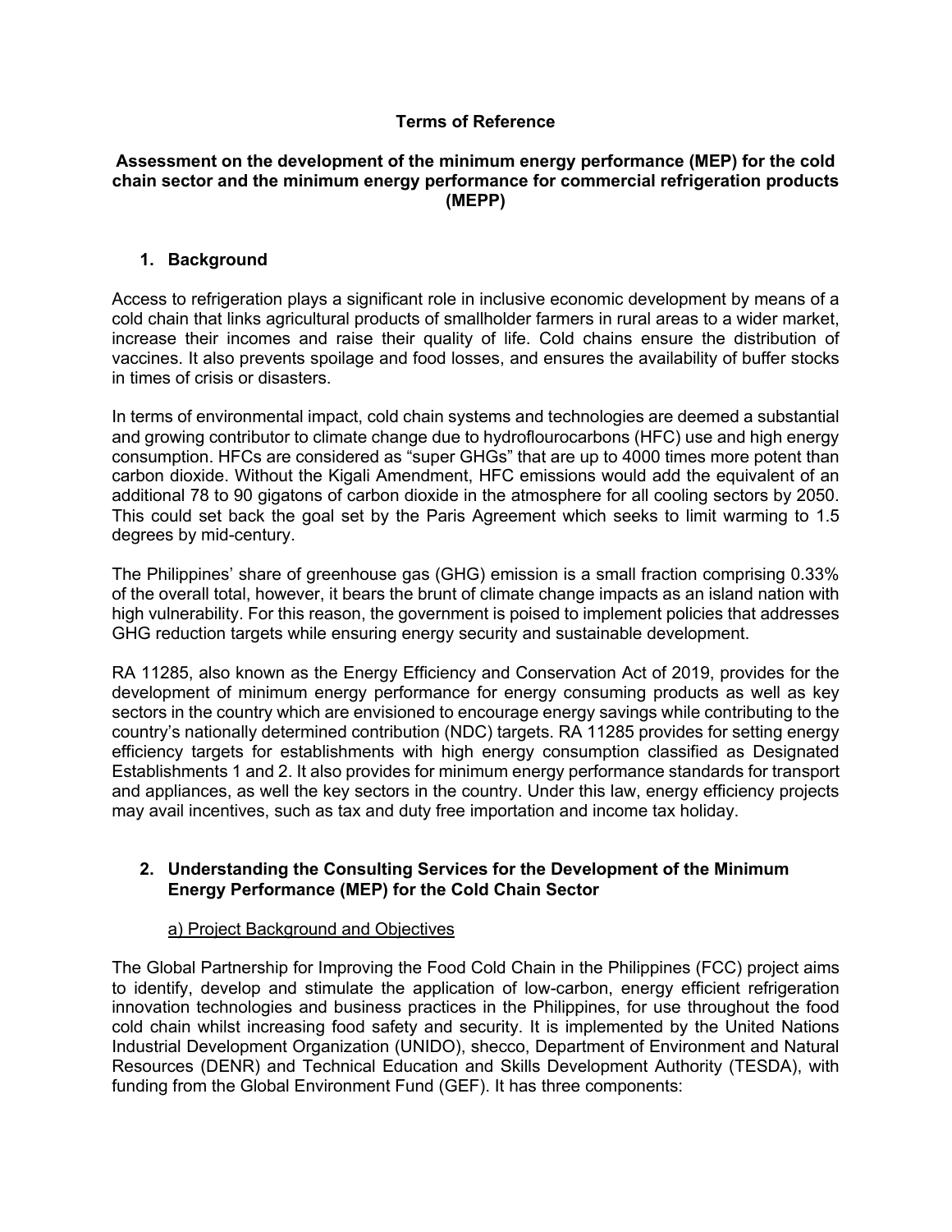**Terms of Reference**

**Assessment on the development of the minimum energy performance (MEP) for the cold chain sector and the minimum energy performance for commercial refrigeration products (MEPP)**

## 1. Background

Access to refrigeration plays a significant role in inclusive economic development by means of a cold chain that links agricultural products of smallholder farmers in rural areas to a wider market, increase their incomes and raise their quality of life. Cold chains ensure the distribution of vaccines. It also prevents spoilage and food losses, and ensures the availability of buffer stocks in times of crisis or disasters.

In terms of environmental impact, cold chain systems and technologies are deemed a substantial and growing contributor to climate change due to hydroflourocarbons (HFC) use and high energy consumption. HFCs are considered as "super GHGs" that are up to 4000 times more potent than carbon dioxide. Without the Kigali Amendment, HFC emissions would add the equivalent of an additional 78 to 90 gigatons of carbon dioxide in the atmosphere for all cooling sectors by 2050. This could set back the goal set by the Paris Agreement which seeks to limit warming to 1.5 degrees by mid-century.

The Philippines' share of greenhouse gas (GHG) emission is a small fraction comprising 0.33% of the overall total, however, it bears the brunt of climate change impacts as an island nation with high vulnerability. For this reason, the government is poised to implement policies that addresses GHG reduction targets while ensuring energy security and sustainable development.

RA 11285, also known as the Energy Efficiency and Conservation Act of 2019, provides for the development of minimum energy performance for energy consuming products as well as key sectors in the country which are envisioned to encourage energy savings while contributing to the country's nationally determined contribution (NDC) targets. RA 11285 provides for setting energy efficiency targets for establishments with high energy consumption classified as Designated Establishments 1 and 2. It also provides for minimum energy performance standards for transport and appliances, as well the key sectors in the country. Under this law, energy efficiency projects may avail incentives, such as tax and duty free importation and income tax holiday.

## 2. Understanding the Consulting Services for the Development of the Minimum Energy Performance (MEP) for the Cold Chain Sector

### a) Project Background and Objectives

The Global Partnership for Improving the Food Cold Chain in the Philippines (FCC) project aims to identify, develop and stimulate the application of low-carbon, energy efficient refrigeration innovation technologies and business practices in the Philippines, for use throughout the food cold chain whilst increasing food safety and security. It is implemented by the United Nations Industrial Development Organization (UNIDO), shecco, Department of Environment and Natural Resources (DENR) and Technical Education and Skills Development Authority (TESDA), with funding from the Global Environment Fund (GEF). It has three components: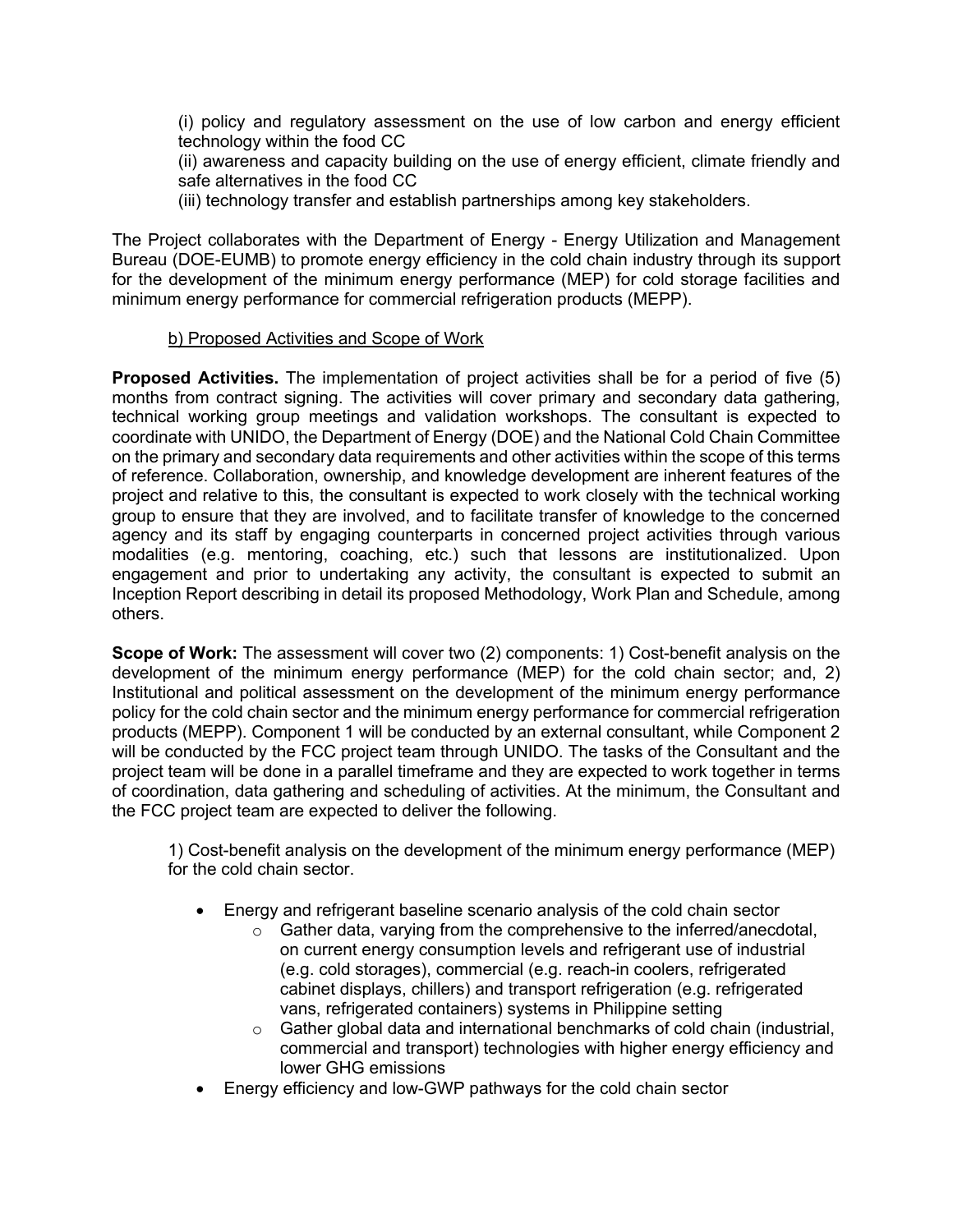(i) policy and regulatory assessment on the use of low carbon and energy efficient technology within the food CC
(ii) awareness and capacity building on the use of energy efficient, climate friendly and safe alternatives in the food CC
(iii) technology transfer and establish partnerships among key stakeholders.

The Project collaborates with the Department of Energy - Energy Utilization and Management Bureau (DOE-EUMB) to promote energy efficiency in the cold chain industry through its support for the development of the minimum energy performance (MEP) for cold storage facilities and minimum energy performance for commercial refrigeration products (MEPP).

b) Proposed Activities and Scope of Work

**Proposed Activities.** The implementation of project activities shall be for a period of five (5) months from contract signing. The activities will cover primary and secondary data gathering, technical working group meetings and validation workshops. The consultant is expected to coordinate with UNIDO, the Department of Energy (DOE) and the National Cold Chain Committee on the primary and secondary data requirements and other activities within the scope of this terms of reference. Collaboration, ownership, and knowledge development are inherent features of the project and relative to this, the consultant is expected to work closely with the technical working group to ensure that they are involved, and to facilitate transfer of knowledge to the concerned agency and its staff by engaging counterparts in concerned project activities through various modalities (e.g. mentoring, coaching, etc.) such that lessons are institutionalized. Upon engagement and prior to undertaking any activity, the consultant is expected to submit an Inception Report describing in detail its proposed Methodology, Work Plan and Schedule, among others.

**Scope of Work:** The assessment will cover two (2) components: 1) Cost-benefit analysis on the development of the minimum energy performance (MEP) for the cold chain sector; and, 2) Institutional and political assessment on the development of the minimum energy performance policy for the cold chain sector and the minimum energy performance for commercial refrigeration products (MEPP). Component 1 will be conducted by an external consultant, while Component 2 will be conducted by the FCC project team through UNIDO. The tasks of the Consultant and the project team will be done in a parallel timeframe and they are expected to work together in terms of coordination, data gathering and scheduling of activities. At the minimum, the Consultant and the FCC project team are expected to deliver the following.

1) Cost-benefit analysis on the development of the minimum energy performance (MEP) for the cold chain sector.

- Energy and refrigerant baseline scenario analysis of the cold chain sector
  - Gather data, varying from the comprehensive to the inferred/anecdotal, on current energy consumption levels and refrigerant use of industrial (e.g. cold storages), commercial (e.g. reach-in coolers, refrigerated cabinet displays, chillers) and transport refrigeration (e.g. refrigerated vans, refrigerated containers) systems in Philippine setting
  - Gather global data and international benchmarks of cold chain (industrial, commercial and transport) technologies with higher energy efficiency and lower GHG emissions
- Energy efficiency and low-GWP pathways for the cold chain sector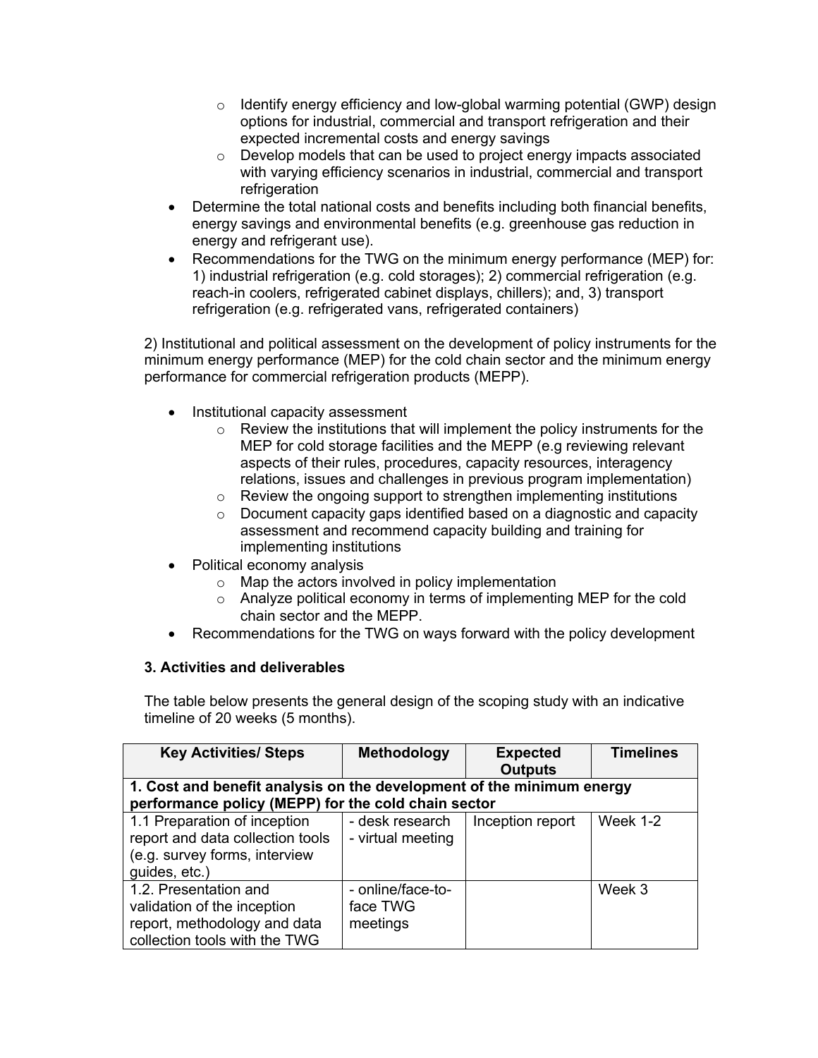- Identify energy efficiency and low-global warming potential (GWP) design options for industrial, commercial and transport refrigeration and their expected incremental costs and energy savings
    - Develop models that can be used to project energy impacts associated with varying efficiency scenarios in industrial, commercial and transport refrigeration
- Determine the total national costs and benefits including both financial benefits, energy savings and environmental benefits (e.g. greenhouse gas reduction in energy and refrigerant use).
- Recommendations for the TWG on the minimum energy performance (MEP) for: 1) industrial refrigeration (e.g. cold storages); 2) commercial refrigeration (e.g. reach-in coolers, refrigerated cabinet displays, chillers); and, 3) transport refrigeration (e.g. refrigerated vans, refrigerated containers)

2) Institutional and political assessment on the development of policy instruments for the minimum energy performance (MEP) for the cold chain sector and the minimum energy performance for commercial refrigeration products (MEPP).

- Institutional capacity assessment
    - Review the institutions that will implement the policy instruments for the MEP for cold storage facilities and the MEPP (e.g reviewing relevant aspects of their rules, procedures, capacity resources, interagency relations, issues and challenges in previous program implementation)
    - Review the ongoing support to strengthen implementing institutions
    - Document capacity gaps identified based on a diagnostic and capacity assessment and recommend capacity building and training for implementing institutions
- Political economy analysis
    - Map the actors involved in policy implementation
    - Analyze political economy in terms of implementing MEP for the cold chain sector and the MEPP.
- Recommendations for the TWG on ways forward with the policy development

### 3. Activities and deliverables

The table below presents the general design of the scoping study with an indicative timeline of 20 weeks (5 months).

| Key Activities/ Steps | Methodology | Expected Outputs | Timelines |
|---|---|---|---|
| **1. Cost and benefit analysis on the development of the minimum energy performance policy (MEPP) for the cold chain sector** | | | |
| 1.1 Preparation of inception report and data collection tools (e.g. survey forms, interview guides, etc.) | - desk research<br>- virtual meeting | Inception report | Week 1-2 |
| 1.2. Presentation and validation of the inception report, methodology and data collection tools with the TWG | - online/face-to-face TWG meetings | | Week 3 |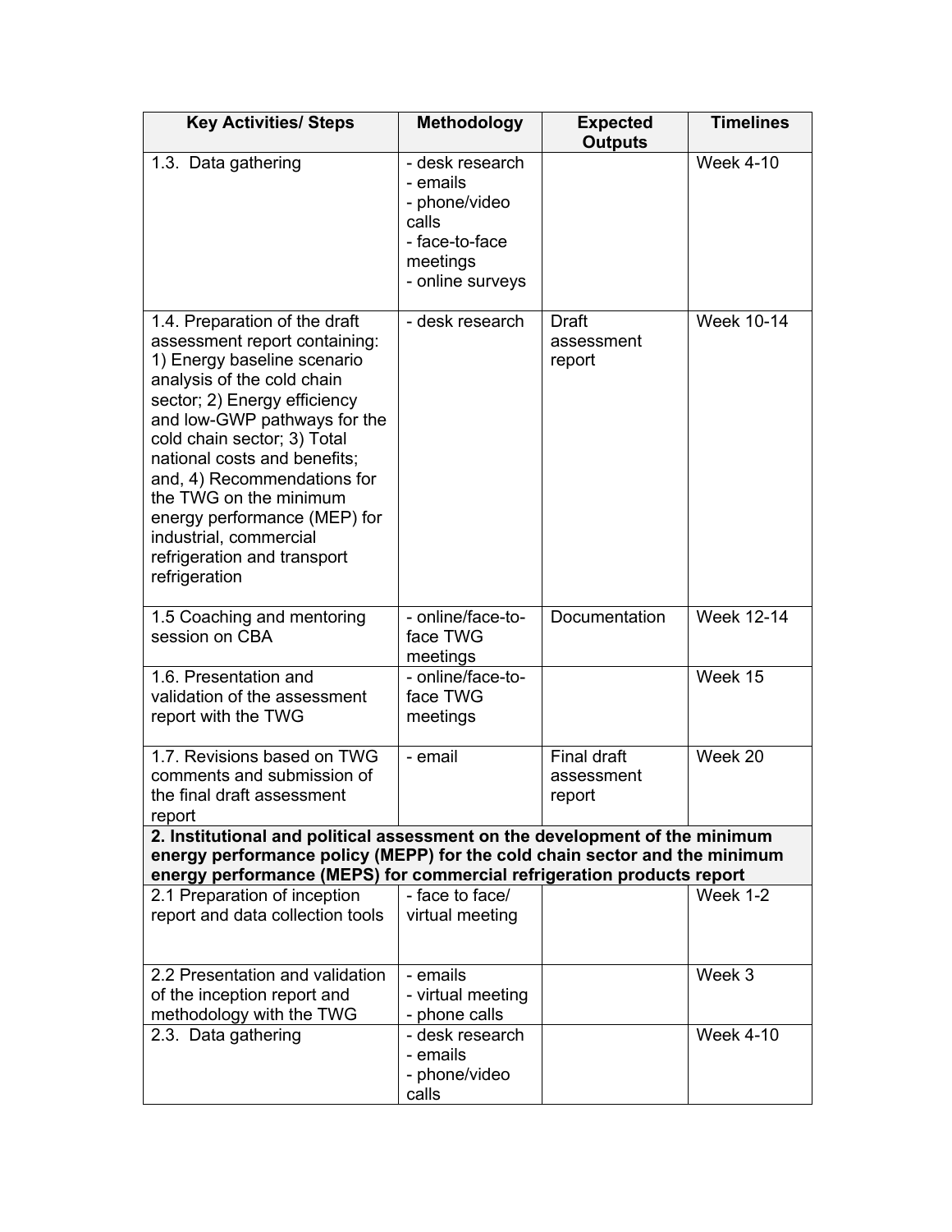| Key Activities/ Steps | Methodology | Expected Outputs | Timelines |
|---|---|---|---|
| 1.3. Data gathering | - desk research<br>- emails<br>- phone/video calls<br>- face-to-face meetings<br>- online surveys | | Week 4-10 |
| 1.4. Preparation of the draft assessment report containing: 1) Energy baseline scenario analysis of the cold chain sector; 2) Energy efficiency and low-GWP pathways for the cold chain sector; 3) Total national costs and benefits; and, 4) Recommendations for the TWG on the minimum energy performance (MEP) for industrial, commercial refrigeration and transport refrigeration | - desk research | Draft assessment report | Week 10-14 |
| 1.5 Coaching and mentoring session on CBA | - online/face-to-face TWG meetings | Documentation | Week 12-14 |
| 1.6. Presentation and validation of the assessment report with the TWG | - online/face-to-face TWG meetings | | Week 15 |
| 1.7. Revisions based on TWG comments and submission of the final draft assessment report | - email | Final draft assessment report | Week 20 |
| **2. Institutional and political assessment on the development of the minimum energy performance policy (MEPP) for the cold chain sector and the minimum energy performance (MEPS) for commercial refrigeration products report** | | | |
| 2.1 Preparation of inception report and data collection tools | - face to face/ virtual meeting | | Week 1-2 |
| 2.2 Presentation and validation of the inception report and methodology with the TWG | - emails<br>- virtual meeting<br>- phone calls | | Week 3 |
| 2.3. Data gathering | - desk research<br>- emails<br>- phone/video calls | | Week 4-10 |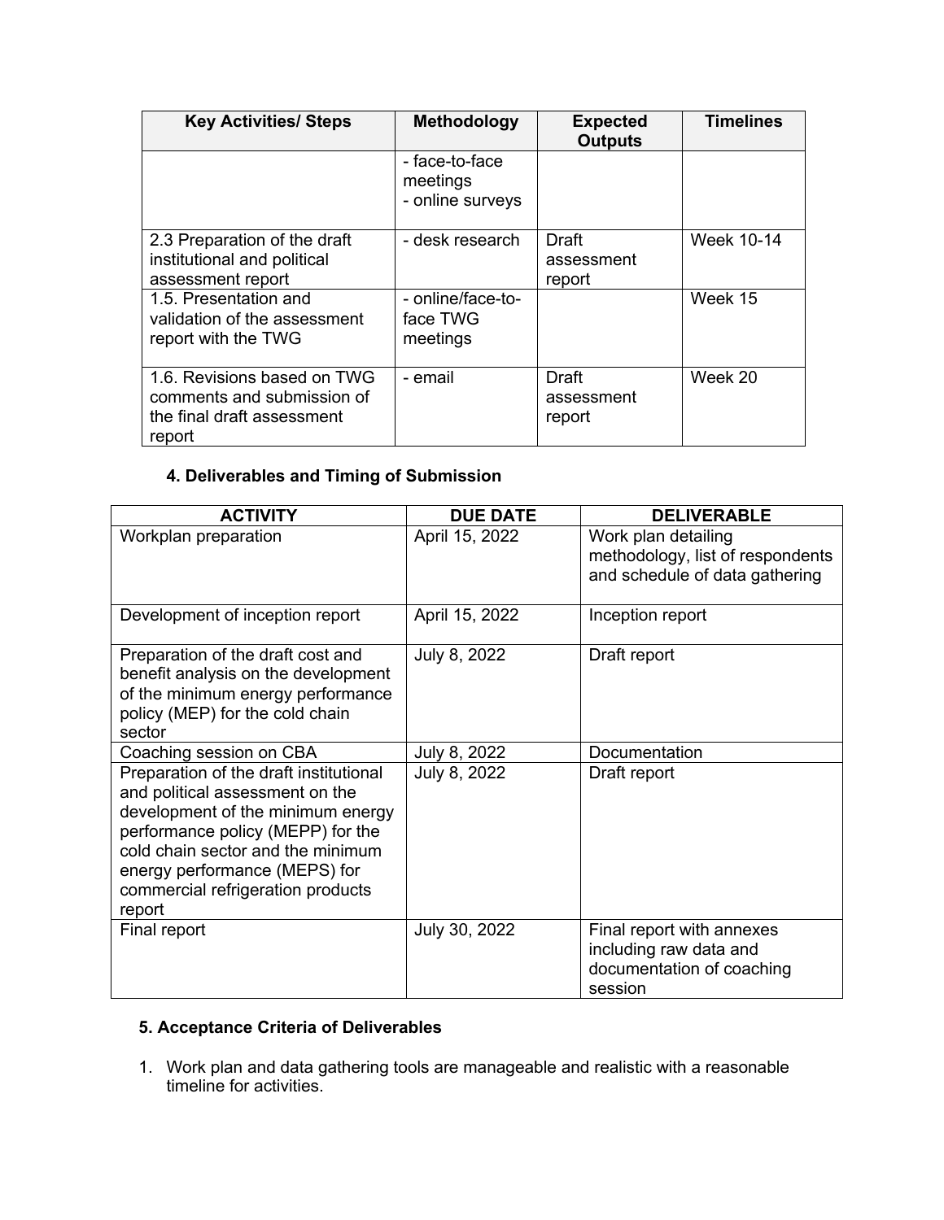| Key Activities/ Steps | Methodology | Expected Outputs | Timelines |
|---|---|---|---|
| | - face-to-face meetings<br>- online surveys | | |
| 2.3 Preparation of the draft institutional and political assessment report | - desk research | Draft assessment report | Week 10-14 |
| 1.5. Presentation and validation of the assessment report with the TWG | - online/face-to-face TWG meetings | | Week 15 |
| 1.6. Revisions based on TWG comments and submission of the final draft assessment report | - email | Draft assessment report | Week 20 |

### 4. Deliverables and Timing of Submission

| ACTIVITY | DUE DATE | DELIVERABLE |
|---|---|---|
| Workplan preparation | April 15, 2022 | Work plan detailing methodology, list of respondents and schedule of data gathering |
| Development of inception report | April 15, 2022 | Inception report |
| Preparation of the draft cost and benefit analysis on the development of the minimum energy performance policy (MEP) for the cold chain sector | July 8, 2022 | Draft report |
| Coaching session on CBA | July 8, 2022 | Documentation |
| Preparation of the draft institutional and political assessment on the development of the minimum energy performance policy (MEPP) for the cold chain sector and the minimum energy performance (MEPS) for commercial refrigeration products report | July 8, 2022 | Draft report |
| Final report | July 30, 2022 | Final report with annexes including raw data and documentation of coaching session |

### 5. Acceptance Criteria of Deliverables

1. Work plan and data gathering tools are manageable and realistic with a reasonable timeline for activities.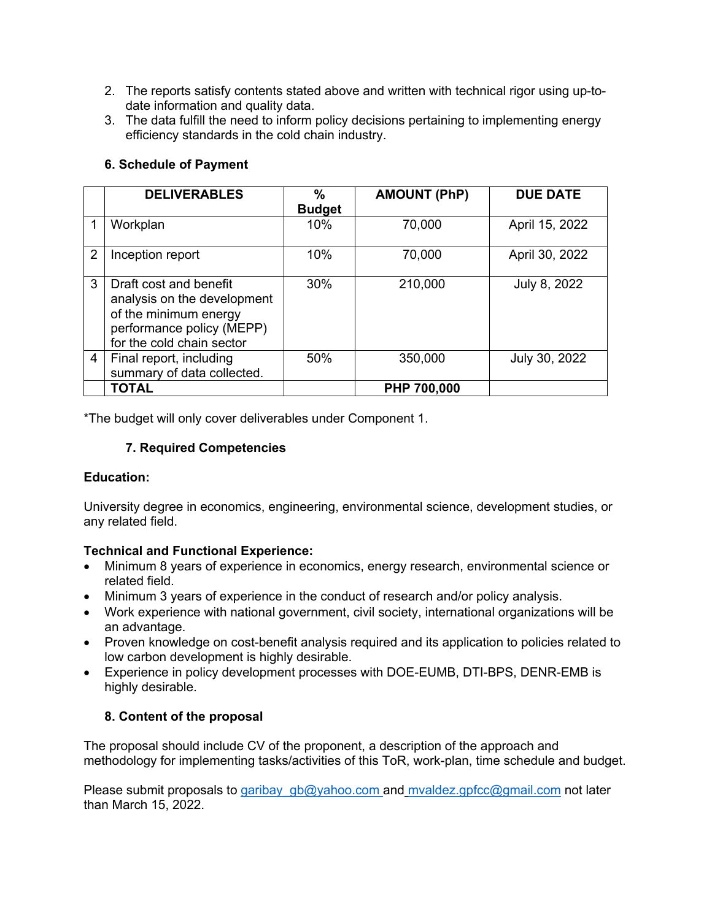2. The reports satisfy contents stated above and written with technical rigor using up-to-date information and quality data.
3. The data fulfill the need to inform policy decisions pertaining to implementing energy efficiency standards in the cold chain industry.

### 6. Schedule of Payment

| | DELIVERABLES | % Budget | AMOUNT (PhP) | DUE DATE |
|---|---|---|---|---|
| 1 | Workplan | 10% | 70,000 | April 15, 2022 |
| 2 | Inception report | 10% | 70,000 | April 30, 2022 |
| 3 | Draft cost and benefit analysis on the development of the minimum energy performance policy (MEPP) for the cold chain sector | 30% | 210,000 | July 8, 2022 |
| 4 | Final report, including summary of data collected. | 50% | 350,000 | July 30, 2022 |
| | **TOTAL** | | **PHP 700,000** | |

*The budget will only cover deliverables under Component 1.

### 7. Required Competencies

**Education:**

University degree in economics, engineering, environmental science, development studies, or any related field.

**Technical and Functional Experience:**

- Minimum 8 years of experience in economics, energy research, environmental science or related field.
- Minimum 3 years of experience in the conduct of research and/or policy analysis.
- Work experience with national government, civil society, international organizations will be an advantage.
- Proven knowledge on cost-benefit analysis required and its application to policies related to low carbon development is highly desirable.
- Experience in policy development processes with DOE-EUMB, DTI-BPS, DENR-EMB is highly desirable.

### 8. Content of the proposal

The proposal should include CV of the proponent, a description of the approach and methodology for implementing tasks/activities of this ToR, work-plan, time schedule and budget.

Please submit proposals to garibay_gb@yahoo.com and mvaldez.gpfcc@gmail.com not later than March 15, 2022.